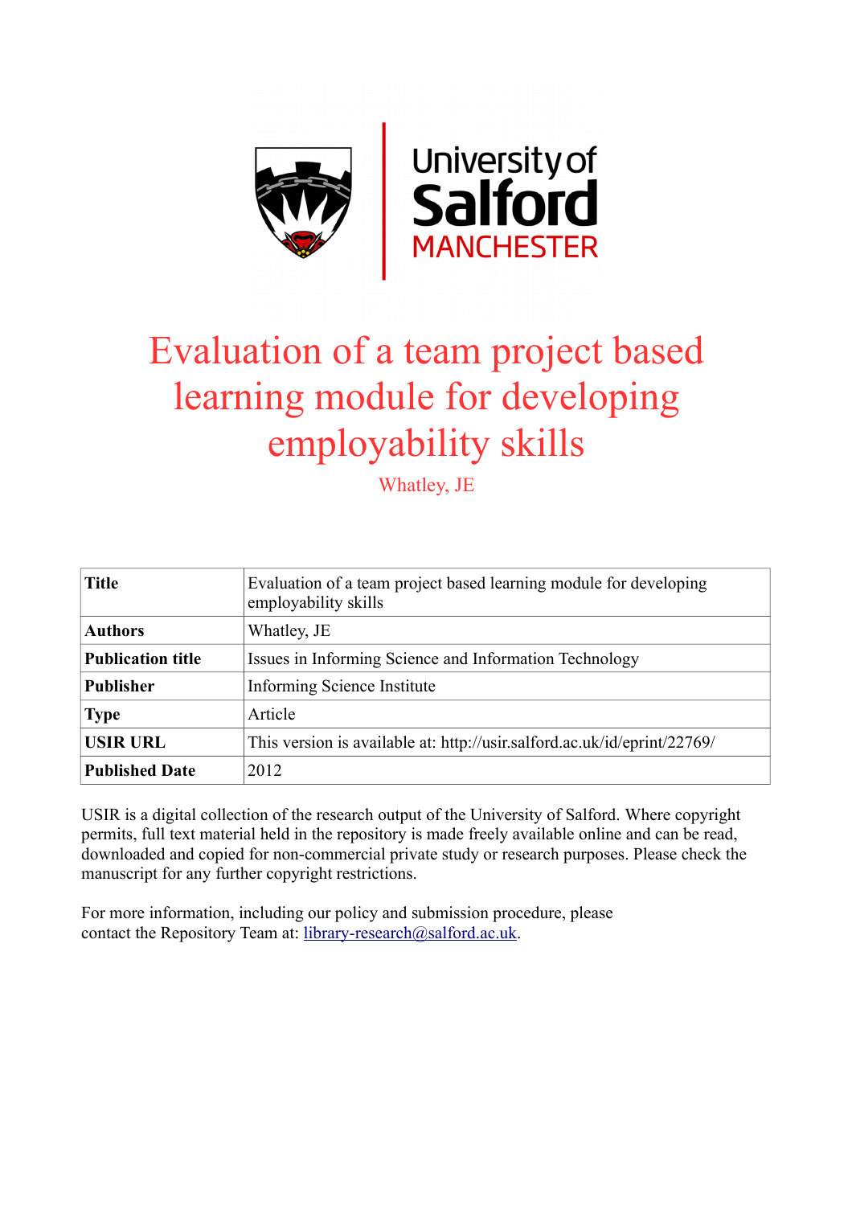University of Salford MANCHESTER

# Evaluation of a team project based learning module for developing employability skills

Whatley, JE

| Title | Evaluation of a team project based learning module for developing employability skills |
|---|---|
| **Authors** | Whatley, JE |
| **Publication title** | Issues in Informing Science and Information Technology |
| **Publisher** | Informing Science Institute |
| **Type** | Article |
| **USIR URL** | This version is available at: http://usir.salford.ac.uk/id/eprint/22769/ |
| **Published Date** | 2012 |

USIR is a digital collection of the research output of the University of Salford. Where copyright permits, full text material held in the repository is made freely available online and can be read, downloaded and copied for non-commercial private study or research purposes. Please check the manuscript for any further copyright restrictions.

For more information, including our policy and submission procedure, please contact the Repository Team at: library-research@salford.ac.uk.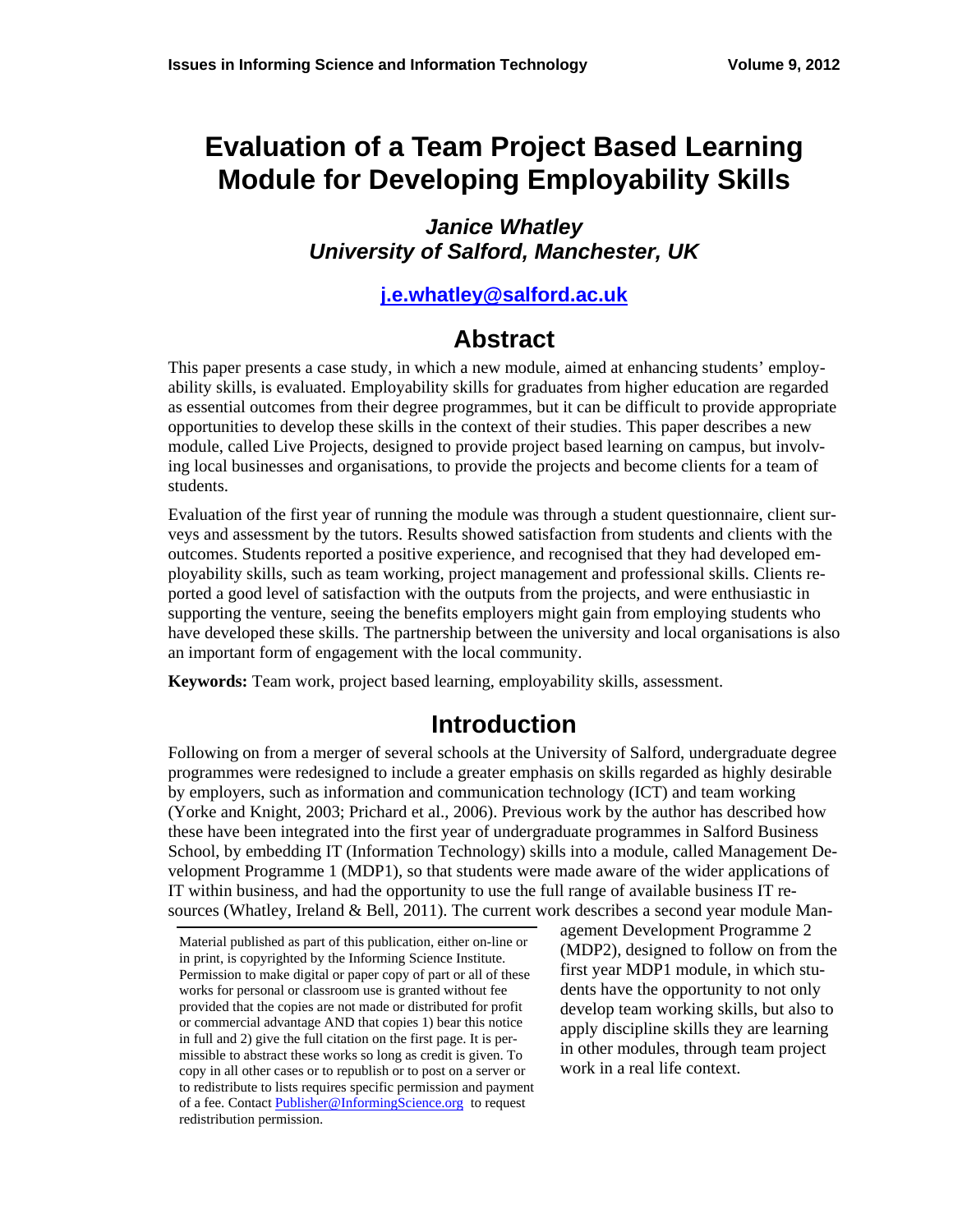# Evaluation of a Team Project Based Learning Module for Developing Employability Skills

***Janice Whatley***
***University of Salford, Manchester, UK***

**j.e.whatley@salford.ac.uk**

## Abstract

This paper presents a case study, in which a new module, aimed at enhancing students' employability skills, is evaluated. Employability skills for graduates from higher education are regarded as essential outcomes from their degree programmes, but it can be difficult to provide appropriate opportunities to develop these skills in the context of their studies. This paper describes a new module, called Live Projects, designed to provide project based learning on campus, but involving local businesses and organisations, to provide the projects and become clients for a team of students.

Evaluation of the first year of running the module was through a student questionnaire, client surveys and assessment by the tutors. Results showed satisfaction from students and clients with the outcomes. Students reported a positive experience, and recognised that they had developed employability skills, such as team working, project management and professional skills. Clients reported a good level of satisfaction with the outputs from the projects, and were enthusiastic in supporting the venture, seeing the benefits employers might gain from employing students who have developed these skills. The partnership between the university and local organisations is also an important form of engagement with the local community.

**Keywords:** Team work, project based learning, employability skills, assessment.

## Introduction

Following on from a merger of several schools at the University of Salford, undergraduate degree programmes were redesigned to include a greater emphasis on skills regarded as highly desirable by employers, such as information and communication technology (ICT) and team working (Yorke and Knight, 2003; Prichard et al., 2006). Previous work by the author has described how these have been integrated into the first year of undergraduate programmes in Salford Business School, by embedding IT (Information Technology) skills into a module, called Management Development Programme 1 (MDP1), so that students were made aware of the wider applications of IT within business, and had the opportunity to use the full range of available business IT resources (Whatley, Ireland & Bell, 2011). The current work describes a second year module Management Development Programme 2 (MDP2), designed to follow on from the first year MDP1 module, in which students have the opportunity to not only develop team working skills, but also to apply discipline skills they are learning in other modules, through team project work in a real life context.

Material published as part of this publication, either on-line or in print, is copyrighted by the Informing Science Institute. Permission to make digital or paper copy of part or all of these works for personal or classroom use is granted without fee provided that the copies are not made or distributed for profit or commercial advantage AND that copies 1) bear this notice in full and 2) give the full citation on the first page. It is permissible to abstract these works so long as credit is given. To copy in all other cases or to republish or to post on a server or to redistribute to lists requires specific permission and payment of a fee. Contact Publisher@InformingScience.org to request redistribution permission.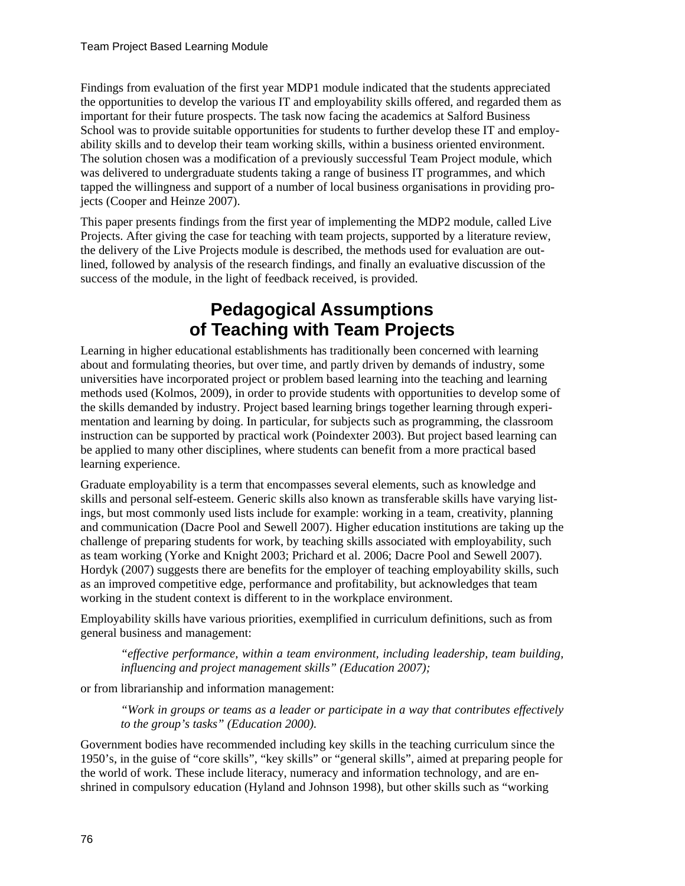Findings from evaluation of the first year MDP1 module indicated that the students appreciated the opportunities to develop the various IT and employability skills offered, and regarded them as important for their future prospects. The task now facing the academics at Salford Business School was to provide suitable opportunities for students to further develop these IT and employability skills and to develop their team working skills, within a business oriented environment. The solution chosen was a modification of a previously successful Team Project module, which was delivered to undergraduate students taking a range of business IT programmes, and which tapped the willingness and support of a number of local business organisations in providing projects (Cooper and Heinze 2007).

This paper presents findings from the first year of implementing the MDP2 module, called Live Projects. After giving the case for teaching with team projects, supported by a literature review, the delivery of the Live Projects module is described, the methods used for evaluation are outlined, followed by analysis of the research findings, and finally an evaluative discussion of the success of the module, in the light of feedback received, is provided.

## Pedagogical Assumptions of Teaching with Team Projects

Learning in higher educational establishments has traditionally been concerned with learning about and formulating theories, but over time, and partly driven by demands of industry, some universities have incorporated project or problem based learning into the teaching and learning methods used (Kolmos, 2009), in order to provide students with opportunities to develop some of the skills demanded by industry. Project based learning brings together learning through experimentation and learning by doing. In particular, for subjects such as programming, the classroom instruction can be supported by practical work (Poindexter 2003). But project based learning can be applied to many other disciplines, where students can benefit from a more practical based learning experience.

Graduate employability is a term that encompasses several elements, such as knowledge and skills and personal self-esteem. Generic skills also known as transferable skills have varying listings, but most commonly used lists include for example: working in a team, creativity, planning and communication (Dacre Pool and Sewell 2007). Higher education institutions are taking up the challenge of preparing students for work, by teaching skills associated with employability, such as team working (Yorke and Knight 2003; Prichard et al. 2006; Dacre Pool and Sewell 2007). Hordyk (2007) suggests there are benefits for the employer of teaching employability skills, such as an improved competitive edge, performance and profitability, but acknowledges that team working in the student context is different to in the workplace environment.

Employability skills have various priorities, exemplified in curriculum definitions, such as from general business and management:

> *"effective performance, within a team environment, including leadership, team building, influencing and project management skills" (Education 2007);*

or from librarianship and information management:

> *"Work in groups or teams as a leader or participate in a way that contributes effectively to the group's tasks" (Education 2000).*

Government bodies have recommended including key skills in the teaching curriculum since the 1950's, in the guise of "core skills", "key skills" or "general skills", aimed at preparing people for the world of work. These include literacy, numeracy and information technology, and are enshrined in compulsory education (Hyland and Johnson 1998), but other skills such as "working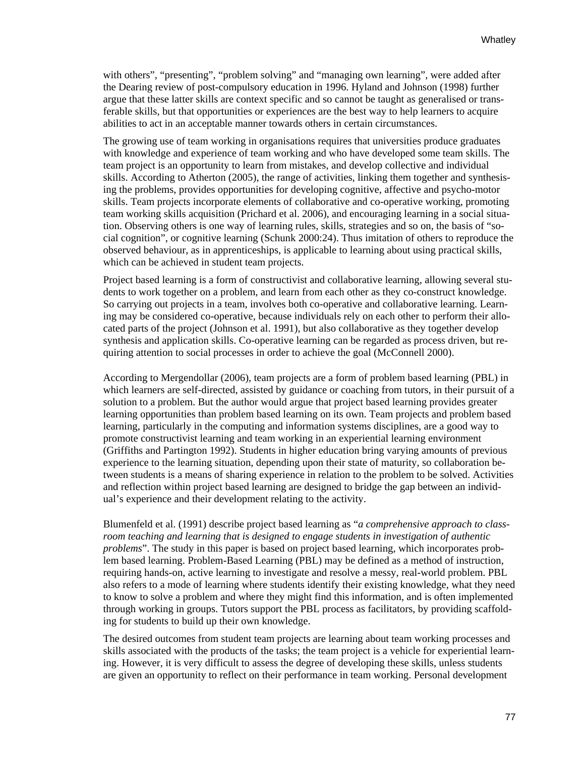with others", "presenting", "problem solving" and "managing own learning", were added after the Dearing review of post-compulsory education in 1996. Hyland and Johnson (1998) further argue that these latter skills are context specific and so cannot be taught as generalised or transferable skills, but that opportunities or experiences are the best way to help learners to acquire abilities to act in an acceptable manner towards others in certain circumstances.

The growing use of team working in organisations requires that universities produce graduates with knowledge and experience of team working and who have developed some team skills. The team project is an opportunity to learn from mistakes, and develop collective and individual skills. According to Atherton (2005), the range of activities, linking them together and synthesising the problems, provides opportunities for developing cognitive, affective and psycho-motor skills. Team projects incorporate elements of collaborative and co-operative working, promoting team working skills acquisition (Prichard et al. 2006), and encouraging learning in a social situation. Observing others is one way of learning rules, skills, strategies and so on, the basis of "social cognition", or cognitive learning (Schunk 2000:24). Thus imitation of others to reproduce the observed behaviour, as in apprenticeships, is applicable to learning about using practical skills, which can be achieved in student team projects.

Project based learning is a form of constructivist and collaborative learning, allowing several students to work together on a problem, and learn from each other as they co-construct knowledge. So carrying out projects in a team, involves both co-operative and collaborative learning. Learning may be considered co-operative, because individuals rely on each other to perform their allocated parts of the project (Johnson et al. 1991), but also collaborative as they together develop synthesis and application skills. Co-operative learning can be regarded as process driven, but requiring attention to social processes in order to achieve the goal (McConnell 2000).

According to Mergendollar (2006), team projects are a form of problem based learning (PBL) in which learners are self-directed, assisted by guidance or coaching from tutors, in their pursuit of a solution to a problem. But the author would argue that project based learning provides greater learning opportunities than problem based learning on its own. Team projects and problem based learning, particularly in the computing and information systems disciplines, are a good way to promote constructivist learning and team working in an experiential learning environment (Griffiths and Partington 1992). Students in higher education bring varying amounts of previous experience to the learning situation, depending upon their state of maturity, so collaboration between students is a means of sharing experience in relation to the problem to be solved. Activities and reflection within project based learning are designed to bridge the gap between an individual's experience and their development relating to the activity.

Blumenfeld et al. (1991) describe project based learning as "*a comprehensive approach to classroom teaching and learning that is designed to engage students in investigation of authentic problems*". The study in this paper is based on project based learning, which incorporates problem based learning. Problem-Based Learning (PBL) may be defined as a method of instruction, requiring hands-on, active learning to investigate and resolve a messy, real-world problem. PBL also refers to a mode of learning where students identify their existing knowledge, what they need to know to solve a problem and where they might find this information, and is often implemented through working in groups. Tutors support the PBL process as facilitators, by providing scaffolding for students to build up their own knowledge.

The desired outcomes from student team projects are learning about team working processes and skills associated with the products of the tasks; the team project is a vehicle for experiential learning. However, it is very difficult to assess the degree of developing these skills, unless students are given an opportunity to reflect on their performance in team working. Personal development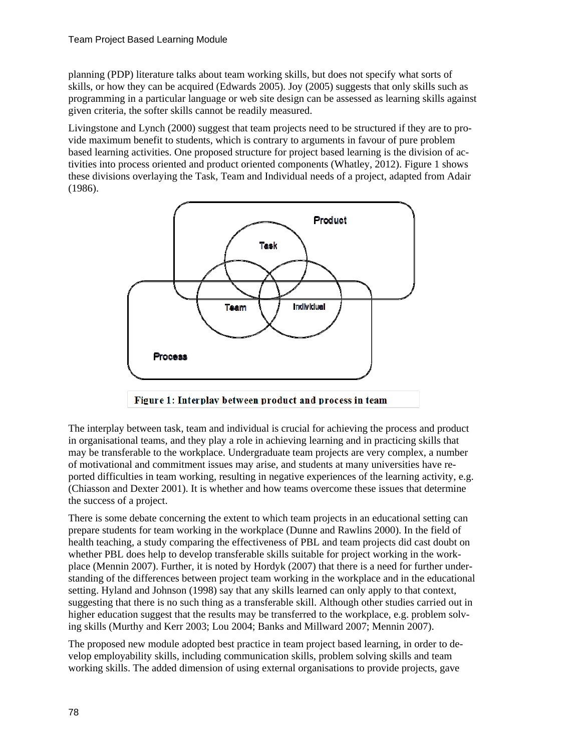planning (PDP) literature talks about team working skills, but does not specify what sorts of skills, or how they can be acquired (Edwards 2005). Joy (2005) suggests that only skills such as programming in a particular language or web site design can be assessed as learning skills against given criteria, the softer skills cannot be readily measured.

Livingstone and Lynch (2000) suggest that team projects need to be structured if they are to provide maximum benefit to students, which is contrary to arguments in favour of pure problem based learning activities. One proposed structure for project based learning is the division of activities into process oriented and product oriented components (Whatley, 2012). Figure 1 shows these divisions overlaying the Task, Team and Individual needs of a project, adapted from Adair (1986).

Product

Task

Team

Individual

Process

**Figure 1: Interplay between product and process in team**

The interplay between task, team and individual is crucial for achieving the process and product in organisational teams, and they play a role in achieving learning and in practicing skills that may be transferable to the workplace. Undergraduate team projects are very complex, a number of motivational and commitment issues may arise, and students at many universities have reported difficulties in team working, resulting in negative experiences of the learning activity, e.g. (Chiasson and Dexter 2001). It is whether and how teams overcome these issues that determine the success of a project.

There is some debate concerning the extent to which team projects in an educational setting can prepare students for team working in the workplace (Dunne and Rawlins 2000). In the field of health teaching, a study comparing the effectiveness of PBL and team projects did cast doubt on whether PBL does help to develop transferable skills suitable for project working in the workplace (Mennin 2007). Further, it is noted by Hordyk (2007) that there is a need for further understanding of the differences between project team working in the workplace and in the educational setting. Hyland and Johnson (1998) say that any skills learned can only apply to that context, suggesting that there is no such thing as a transferable skill. Although other studies carried out in higher education suggest that the results may be transferred to the workplace, e.g. problem solving skills (Murthy and Kerr 2003; Lou 2004; Banks and Millward 2007; Mennin 2007).

The proposed new module adopted best practice in team project based learning, in order to develop employability skills, including communication skills, problem solving skills and team working skills. The added dimension of using external organisations to provide projects, gave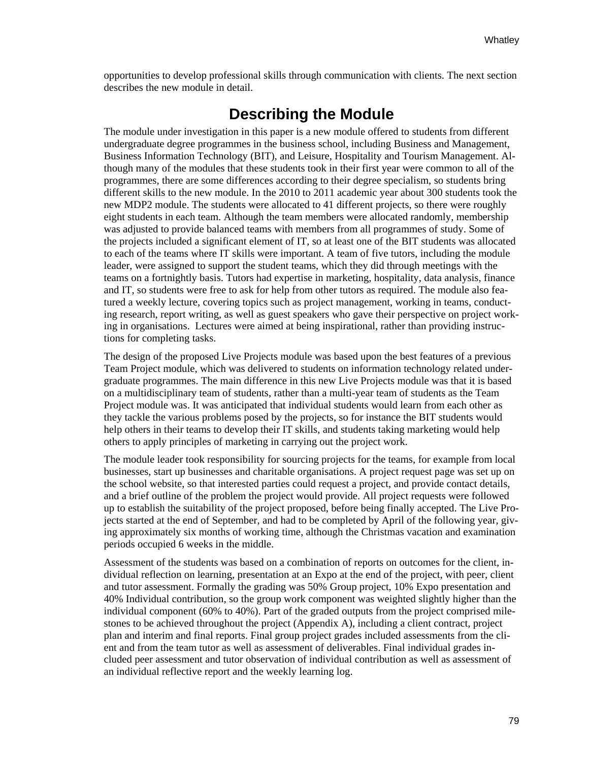opportunities to develop professional skills through communication with clients. The next section describes the new module in detail.

## Describing the Module

The module under investigation in this paper is a new module offered to students from different undergraduate degree programmes in the business school, including Business and Management, Business Information Technology (BIT), and Leisure, Hospitality and Tourism Management. Although many of the modules that these students took in their first year were common to all of the programmes, there are some differences according to their degree specialism, so students bring different skills to the new module. In the 2010 to 2011 academic year about 300 students took the new MDP2 module. The students were allocated to 41 different projects, so there were roughly eight students in each team. Although the team members were allocated randomly, membership was adjusted to provide balanced teams with members from all programmes of study. Some of the projects included a significant element of IT, so at least one of the BIT students was allocated to each of the teams where IT skills were important. A team of five tutors, including the module leader, were assigned to support the student teams, which they did through meetings with the teams on a fortnightly basis. Tutors had expertise in marketing, hospitality, data analysis, finance and IT, so students were free to ask for help from other tutors as required. The module also featured a weekly lecture, covering topics such as project management, working in teams, conducting research, report writing, as well as guest speakers who gave their perspective on project working in organisations. Lectures were aimed at being inspirational, rather than providing instructions for completing tasks.

The design of the proposed Live Projects module was based upon the best features of a previous Team Project module, which was delivered to students on information technology related undergraduate programmes. The main difference in this new Live Projects module was that it is based on a multidisciplinary team of students, rather than a multi-year team of students as the Team Project module was. It was anticipated that individual students would learn from each other as they tackle the various problems posed by the projects, so for instance the BIT students would help others in their teams to develop their IT skills, and students taking marketing would help others to apply principles of marketing in carrying out the project work.

The module leader took responsibility for sourcing projects for the teams, for example from local businesses, start up businesses and charitable organisations. A project request page was set up on the school website, so that interested parties could request a project, and provide contact details, and a brief outline of the problem the project would provide. All project requests were followed up to establish the suitability of the project proposed, before being finally accepted. The Live Projects started at the end of September, and had to be completed by April of the following year, giving approximately six months of working time, although the Christmas vacation and examination periods occupied 6 weeks in the middle.

Assessment of the students was based on a combination of reports on outcomes for the client, individual reflection on learning, presentation at an Expo at the end of the project, with peer, client and tutor assessment. Formally the grading was 50% Group project, 10% Expo presentation and 40% Individual contribution, so the group work component was weighted slightly higher than the individual component (60% to 40%). Part of the graded outputs from the project comprised milestones to be achieved throughout the project (Appendix A), including a client contract, project plan and interim and final reports. Final group project grades included assessments from the client and from the team tutor as well as assessment of deliverables. Final individual grades included peer assessment and tutor observation of individual contribution as well as assessment of an individual reflective report and the weekly learning log.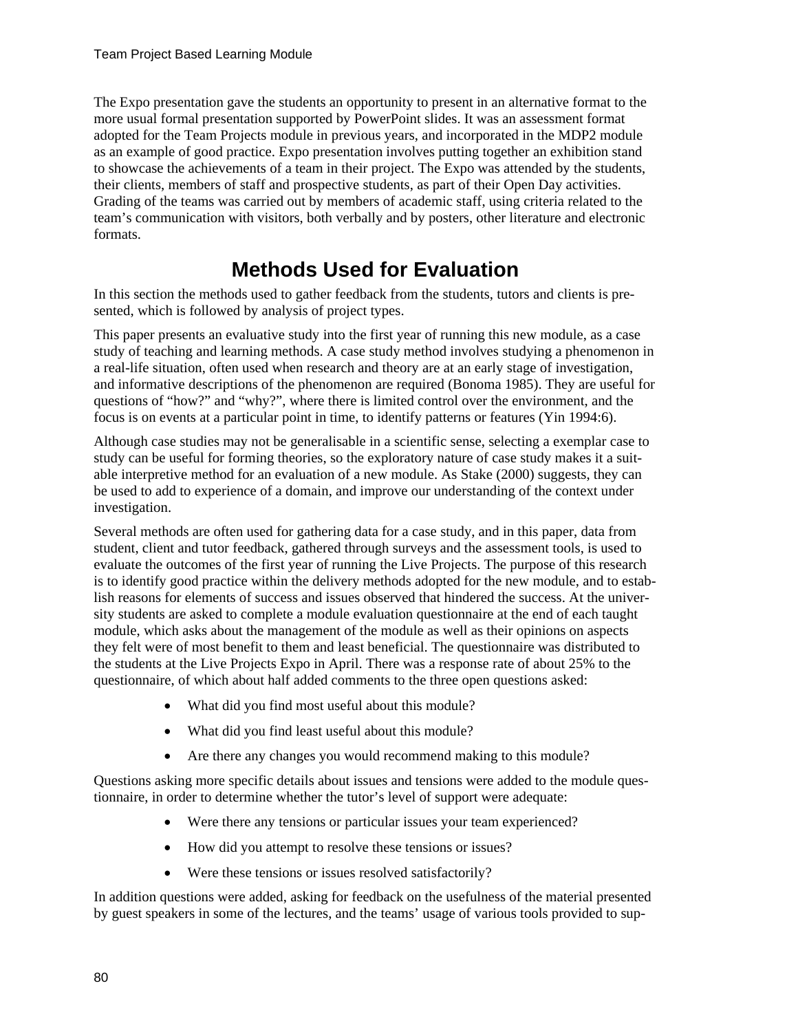The Expo presentation gave the students an opportunity to present in an alternative format to the more usual formal presentation supported by PowerPoint slides. It was an assessment format adopted for the Team Projects module in previous years, and incorporated in the MDP2 module as an example of good practice. Expo presentation involves putting together an exhibition stand to showcase the achievements of a team in their project. The Expo was attended by the students, their clients, members of staff and prospective students, as part of their Open Day activities. Grading of the teams was carried out by members of academic staff, using criteria related to the team's communication with visitors, both verbally and by posters, other literature and electronic formats.

## Methods Used for Evaluation

In this section the methods used to gather feedback from the students, tutors and clients is presented, which is followed by analysis of project types.

This paper presents an evaluative study into the first year of running this new module, as a case study of teaching and learning methods. A case study method involves studying a phenomenon in a real-life situation, often used when research and theory are at an early stage of investigation, and informative descriptions of the phenomenon are required (Bonoma 1985). They are useful for questions of "how?" and "why?", where there is limited control over the environment, and the focus is on events at a particular point in time, to identify patterns or features (Yin 1994:6).

Although case studies may not be generalisable in a scientific sense, selecting a exemplar case to study can be useful for forming theories, so the exploratory nature of case study makes it a suitable interpretive method for an evaluation of a new module. As Stake (2000) suggests, they can be used to add to experience of a domain, and improve our understanding of the context under investigation.

Several methods are often used for gathering data for a case study, and in this paper, data from student, client and tutor feedback, gathered through surveys and the assessment tools, is used to evaluate the outcomes of the first year of running the Live Projects. The purpose of this research is to identify good practice within the delivery methods adopted for the new module, and to establish reasons for elements of success and issues observed that hindered the success. At the university students are asked to complete a module evaluation questionnaire at the end of each taught module, which asks about the management of the module as well as their opinions on aspects they felt were of most benefit to them and least beneficial. The questionnaire was distributed to the students at the Live Projects Expo in April. There was a response rate of about 25% to the questionnaire, of which about half added comments to the three open questions asked:

- What did you find most useful about this module?
- What did you find least useful about this module?
- Are there any changes you would recommend making to this module?

Questions asking more specific details about issues and tensions were added to the module questionnaire, in order to determine whether the tutor's level of support were adequate:

- Were there any tensions or particular issues your team experienced?
- How did you attempt to resolve these tensions or issues?
- Were these tensions or issues resolved satisfactorily?

In addition questions were added, asking for feedback on the usefulness of the material presented by guest speakers in some of the lectures, and the teams' usage of various tools provided to sup-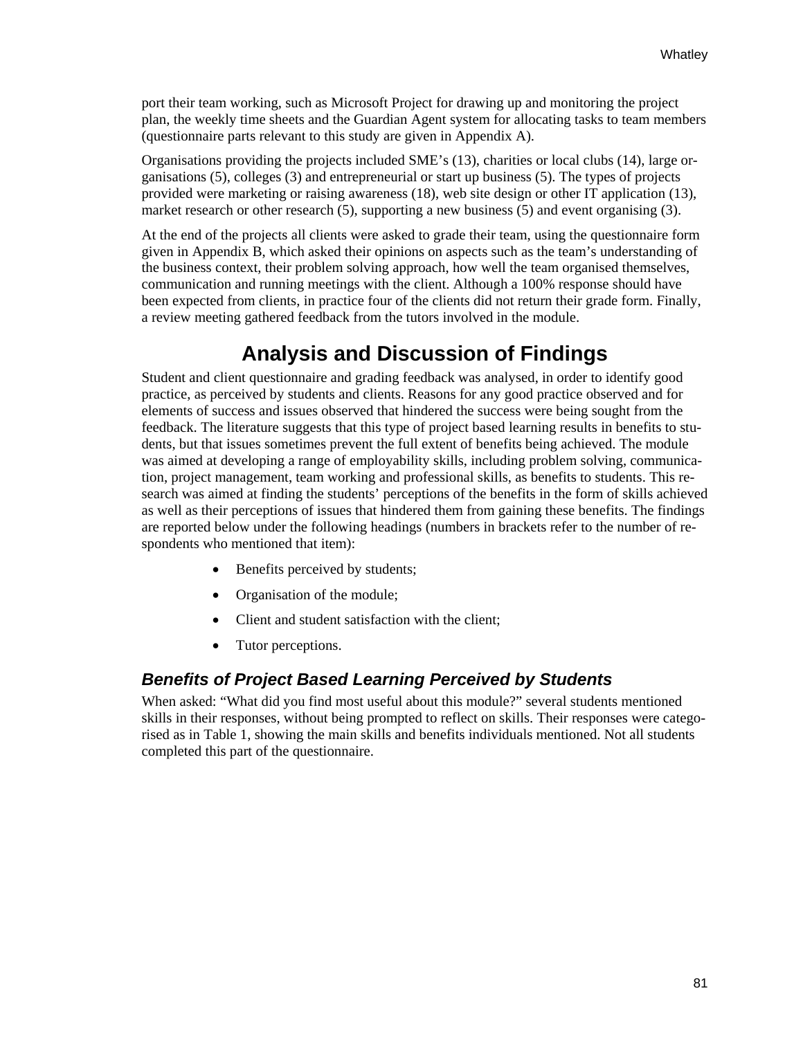port their team working, such as Microsoft Project for drawing up and monitoring the project plan, the weekly time sheets and the Guardian Agent system for allocating tasks to team members (questionnaire parts relevant to this study are given in Appendix A).

Organisations providing the projects included SME's (13), charities or local clubs (14), large organisations (5), colleges (3) and entrepreneurial or start up business (5). The types of projects provided were marketing or raising awareness (18), web site design or other IT application (13), market research or other research (5), supporting a new business (5) and event organising (3).

At the end of the projects all clients were asked to grade their team, using the questionnaire form given in Appendix B, which asked their opinions on aspects such as the team's understanding of the business context, their problem solving approach, how well the team organised themselves, communication and running meetings with the client. Although a 100% response should have been expected from clients, in practice four of the clients did not return their grade form. Finally, a review meeting gathered feedback from the tutors involved in the module.

## Analysis and Discussion of Findings

Student and client questionnaire and grading feedback was analysed, in order to identify good practice, as perceived by students and clients. Reasons for any good practice observed and for elements of success and issues observed that hindered the success were being sought from the feedback. The literature suggests that this type of project based learning results in benefits to students, but that issues sometimes prevent the full extent of benefits being achieved. The module was aimed at developing a range of employability skills, including problem solving, communication, project management, team working and professional skills, as benefits to students. This research was aimed at finding the students' perceptions of the benefits in the form of skills achieved as well as their perceptions of issues that hindered them from gaining these benefits. The findings are reported below under the following headings (numbers in brackets refer to the number of respondents who mentioned that item):

- Benefits perceived by students;
- Organisation of the module;
- Client and student satisfaction with the client;
- Tutor perceptions.

### *Benefits of Project Based Learning Perceived by Students*

When asked: "What did you find most useful about this module?" several students mentioned skills in their responses, without being prompted to reflect on skills. Their responses were categorised as in Table 1, showing the main skills and benefits individuals mentioned. Not all students completed this part of the questionnaire.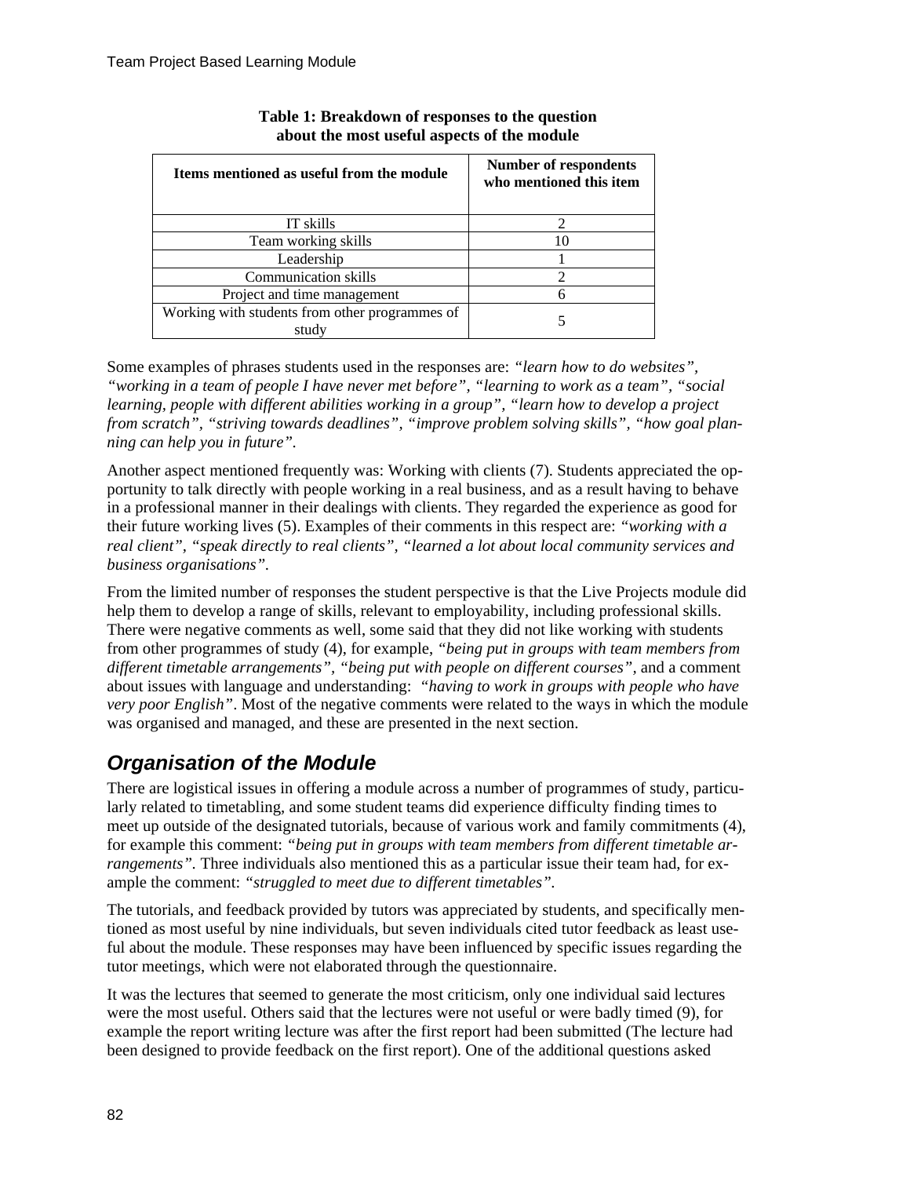**Table 1: Breakdown of responses to the question about the most useful aspects of the module**

| Items mentioned as useful from the module | Number of respondents who mentioned this item |
|---|---|
| IT skills | 2 |
| Team working skills | 10 |
| Leadership | 1 |
| Communication skills | 2 |
| Project and time management | 6 |
| Working with students from other programmes of study | 5 |

Some examples of phrases students used in the responses are: *"learn how to do websites"*, *"working in a team of people I have never met before"*, *"learning to work as a team"*, *"social learning, people with different abilities working in a group"*, *"learn how to develop a project from scratch"*, *"striving towards deadlines"*, *"improve problem solving skills"*, *"how goal planning can help you in future"*.

Another aspect mentioned frequently was: Working with clients (7). Students appreciated the opportunity to talk directly with people working in a real business, and as a result having to behave in a professional manner in their dealings with clients. They regarded the experience as good for their future working lives (5). Examples of their comments in this respect are: *"working with a real client"*, *"speak directly to real clients"*, *"learned a lot about local community services and business organisations"*.

From the limited number of responses the student perspective is that the Live Projects module did help them to develop a range of skills, relevant to employability, including professional skills. There were negative comments as well, some said that they did not like working with students from other programmes of study (4), for example, *"being put in groups with team members from different timetable arrangements"*, *"being put with people on different courses"*, and a comment about issues with language and understanding: *"having to work in groups with people who have very poor English"*. Most of the negative comments were related to the ways in which the module was organised and managed, and these are presented in the next section.

## Organisation of the Module

There are logistical issues in offering a module across a number of programmes of study, particularly related to timetabling, and some student teams did experience difficulty finding times to meet up outside of the designated tutorials, because of various work and family commitments (4), for example this comment: *"being put in groups with team members from different timetable arrangements"*. Three individuals also mentioned this as a particular issue their team had, for example the comment: *"struggled to meet due to different timetables"*.

The tutorials, and feedback provided by tutors was appreciated by students, and specifically mentioned as most useful by nine individuals, but seven individuals cited tutor feedback as least useful about the module. These responses may have been influenced by specific issues regarding the tutor meetings, which were not elaborated through the questionnaire.

It was the lectures that seemed to generate the most criticism, only one individual said lectures were the most useful. Others said that the lectures were not useful or were badly timed (9), for example the report writing lecture was after the first report had been submitted (The lecture had been designed to provide feedback on the first report). One of the additional questions asked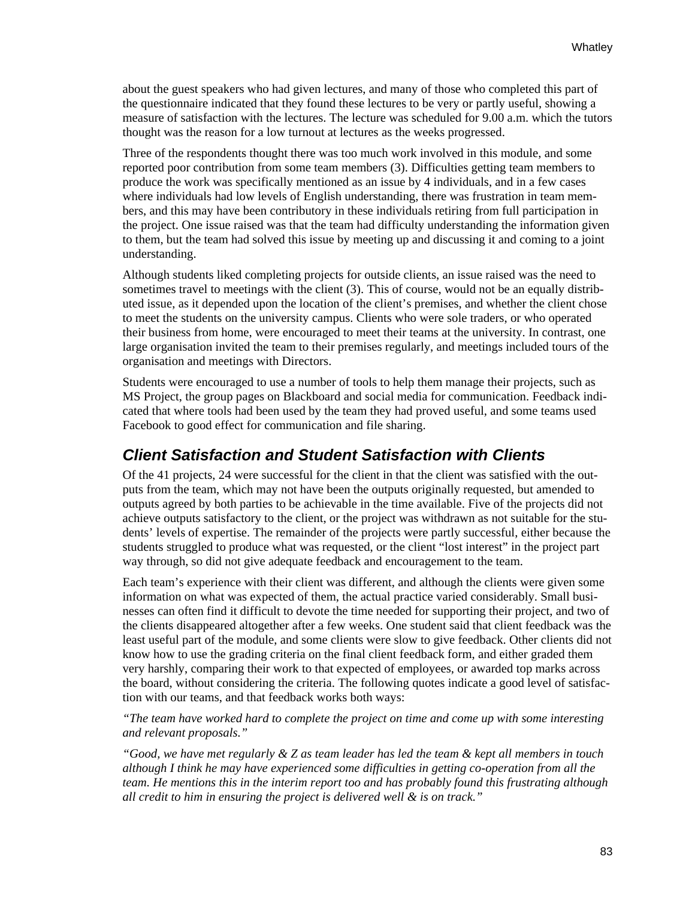about the guest speakers who had given lectures, and many of those who completed this part of the questionnaire indicated that they found these lectures to be very or partly useful, showing a measure of satisfaction with the lectures. The lecture was scheduled for 9.00 a.m. which the tutors thought was the reason for a low turnout at lectures as the weeks progressed.

Three of the respondents thought there was too much work involved in this module, and some reported poor contribution from some team members (3). Difficulties getting team members to produce the work was specifically mentioned as an issue by 4 individuals, and in a few cases where individuals had low levels of English understanding, there was frustration in team members, and this may have been contributory in these individuals retiring from full participation in the project. One issue raised was that the team had difficulty understanding the information given to them, but the team had solved this issue by meeting up and discussing it and coming to a joint understanding.

Although students liked completing projects for outside clients, an issue raised was the need to sometimes travel to meetings with the client (3). This of course, would not be an equally distributed issue, as it depended upon the location of the client's premises, and whether the client chose to meet the students on the university campus. Clients who were sole traders, or who operated their business from home, were encouraged to meet their teams at the university. In contrast, one large organisation invited the team to their premises regularly, and meetings included tours of the organisation and meetings with Directors.

Students were encouraged to use a number of tools to help them manage their projects, such as MS Project, the group pages on Blackboard and social media for communication. Feedback indicated that where tools had been used by the team they had proved useful, and some teams used Facebook to good effect for communication and file sharing.

## Client Satisfaction and Student Satisfaction with Clients

Of the 41 projects, 24 were successful for the client in that the client was satisfied with the outputs from the team, which may not have been the outputs originally requested, but amended to outputs agreed by both parties to be achievable in the time available. Five of the projects did not achieve outputs satisfactory to the client, or the project was withdrawn as not suitable for the students' levels of expertise. The remainder of the projects were partly successful, either because the students struggled to produce what was requested, or the client "lost interest" in the project part way through, so did not give adequate feedback and encouragement to the team.

Each team's experience with their client was different, and although the clients were given some information on what was expected of them, the actual practice varied considerably. Small businesses can often find it difficult to devote the time needed for supporting their project, and two of the clients disappeared altogether after a few weeks. One student said that client feedback was the least useful part of the module, and some clients were slow to give feedback. Other clients did not know how to use the grading criteria on the final client feedback form, and either graded them very harshly, comparing their work to that expected of employees, or awarded top marks across the board, without considering the criteria. The following quotes indicate a good level of satisfaction with our teams, and that feedback works both ways:

*"The team have worked hard to complete the project on time and come up with some interesting and relevant proposals."*

*"Good, we have met regularly & Z as team leader has led the team & kept all members in touch although I think he may have experienced some difficulties in getting co-operation from all the team. He mentions this in the interim report too and has probably found this frustrating although all credit to him in ensuring the project is delivered well & is on track."*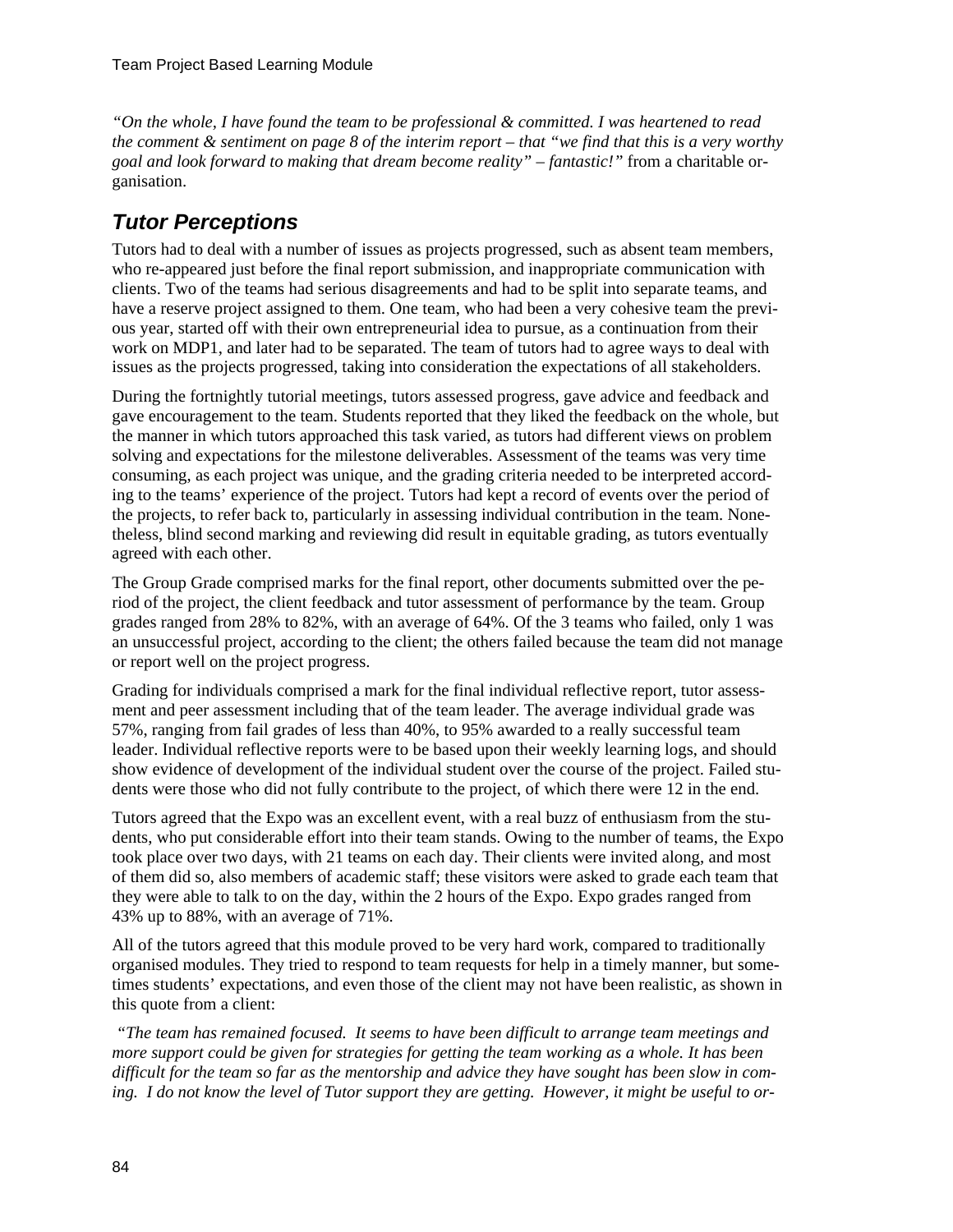*"On the whole, I have found the team to be professional & committed. I was heartened to read the comment & sentiment on page 8 of the interim report – that "we find that this is a very worthy goal and look forward to making that dream become reality" – fantastic!"* from a charitable organisation.

## *Tutor Perceptions*

Tutors had to deal with a number of issues as projects progressed, such as absent team members, who re-appeared just before the final report submission, and inappropriate communication with clients. Two of the teams had serious disagreements and had to be split into separate teams, and have a reserve project assigned to them. One team, who had been a very cohesive team the previous year, started off with their own entrepreneurial idea to pursue, as a continuation from their work on MDP1, and later had to be separated. The team of tutors had to agree ways to deal with issues as the projects progressed, taking into consideration the expectations of all stakeholders.

During the fortnightly tutorial meetings, tutors assessed progress, gave advice and feedback and gave encouragement to the team. Students reported that they liked the feedback on the whole, but the manner in which tutors approached this task varied, as tutors had different views on problem solving and expectations for the milestone deliverables. Assessment of the teams was very time consuming, as each project was unique, and the grading criteria needed to be interpreted according to the teams' experience of the project. Tutors had kept a record of events over the period of the projects, to refer back to, particularly in assessing individual contribution in the team. Nonetheless, blind second marking and reviewing did result in equitable grading, as tutors eventually agreed with each other.

The Group Grade comprised marks for the final report, other documents submitted over the period of the project, the client feedback and tutor assessment of performance by the team. Group grades ranged from 28% to 82%, with an average of 64%. Of the 3 teams who failed, only 1 was an unsuccessful project, according to the client; the others failed because the team did not manage or report well on the project progress.

Grading for individuals comprised a mark for the final individual reflective report, tutor assessment and peer assessment including that of the team leader. The average individual grade was 57%, ranging from fail grades of less than 40%, to 95% awarded to a really successful team leader. Individual reflective reports were to be based upon their weekly learning logs, and should show evidence of development of the individual student over the course of the project. Failed students were those who did not fully contribute to the project, of which there were 12 in the end.

Tutors agreed that the Expo was an excellent event, with a real buzz of enthusiasm from the students, who put considerable effort into their team stands. Owing to the number of teams, the Expo took place over two days, with 21 teams on each day. Their clients were invited along, and most of them did so, also members of academic staff; these visitors were asked to grade each team that they were able to talk to on the day, within the 2 hours of the Expo. Expo grades ranged from 43% up to 88%, with an average of 71%.

All of the tutors agreed that this module proved to be very hard work, compared to traditionally organised modules. They tried to respond to team requests for help in a timely manner, but sometimes students' expectations, and even those of the client may not have been realistic, as shown in this quote from a client:

*"The team has remained focused. It seems to have been difficult to arrange team meetings and more support could be given for strategies for getting the team working as a whole. It has been difficult for the team so far as the mentorship and advice they have sought has been slow in coming. I do not know the level of Tutor support they are getting. However, it might be useful to or-*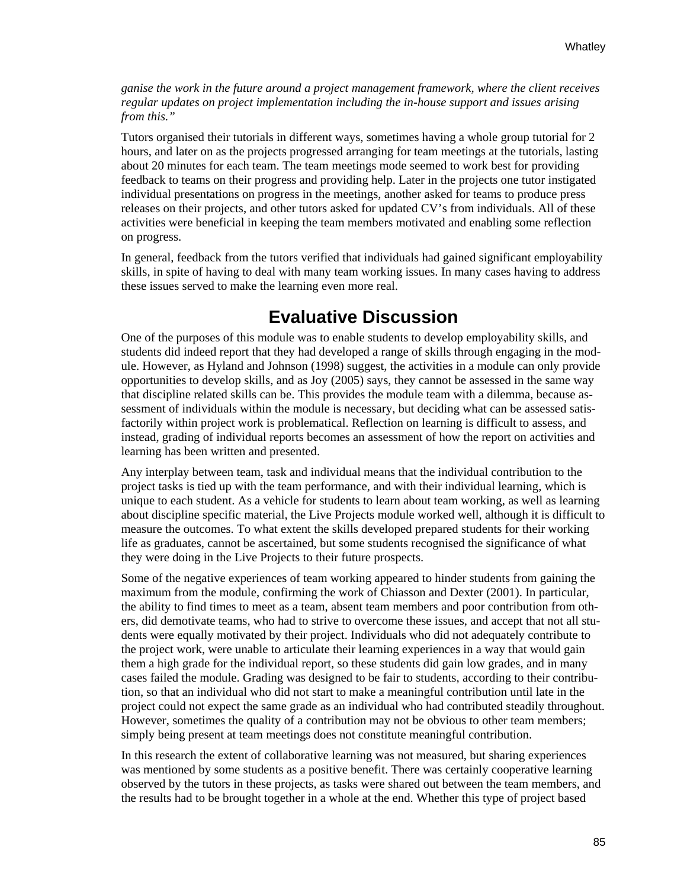*ganise the work in the future around a project management framework, where the client receives regular updates on project implementation including the in-house support and issues arising from this."*

Tutors organised their tutorials in different ways, sometimes having a whole group tutorial for 2 hours, and later on as the projects progressed arranging for team meetings at the tutorials, lasting about 20 minutes for each team. The team meetings mode seemed to work best for providing feedback to teams on their progress and providing help. Later in the projects one tutor instigated individual presentations on progress in the meetings, another asked for teams to produce press releases on their projects, and other tutors asked for updated CV's from individuals. All of these activities were beneficial in keeping the team members motivated and enabling some reflection on progress.

In general, feedback from the tutors verified that individuals had gained significant employability skills, in spite of having to deal with many team working issues. In many cases having to address these issues served to make the learning even more real.

## Evaluative Discussion

One of the purposes of this module was to enable students to develop employability skills, and students did indeed report that they had developed a range of skills through engaging in the module. However, as Hyland and Johnson (1998) suggest, the activities in a module can only provide opportunities to develop skills, and as Joy (2005) says, they cannot be assessed in the same way that discipline related skills can be. This provides the module team with a dilemma, because assessment of individuals within the module is necessary, but deciding what can be assessed satisfactorily within project work is problematical. Reflection on learning is difficult to assess, and instead, grading of individual reports becomes an assessment of how the report on activities and learning has been written and presented.

Any interplay between team, task and individual means that the individual contribution to the project tasks is tied up with the team performance, and with their individual learning, which is unique to each student. As a vehicle for students to learn about team working, as well as learning about discipline specific material, the Live Projects module worked well, although it is difficult to measure the outcomes. To what extent the skills developed prepared students for their working life as graduates, cannot be ascertained, but some students recognised the significance of what they were doing in the Live Projects to their future prospects.

Some of the negative experiences of team working appeared to hinder students from gaining the maximum from the module, confirming the work of Chiasson and Dexter (2001). In particular, the ability to find times to meet as a team, absent team members and poor contribution from others, did demotivate teams, who had to strive to overcome these issues, and accept that not all students were equally motivated by their project. Individuals who did not adequately contribute to the project work, were unable to articulate their learning experiences in a way that would gain them a high grade for the individual report, so these students did gain low grades, and in many cases failed the module. Grading was designed to be fair to students, according to their contribution, so that an individual who did not start to make a meaningful contribution until late in the project could not expect the same grade as an individual who had contributed steadily throughout. However, sometimes the quality of a contribution may not be obvious to other team members; simply being present at team meetings does not constitute meaningful contribution.

In this research the extent of collaborative learning was not measured, but sharing experiences was mentioned by some students as a positive benefit. There was certainly cooperative learning observed by the tutors in these projects, as tasks were shared out between the team members, and the results had to be brought together in a whole at the end. Whether this type of project based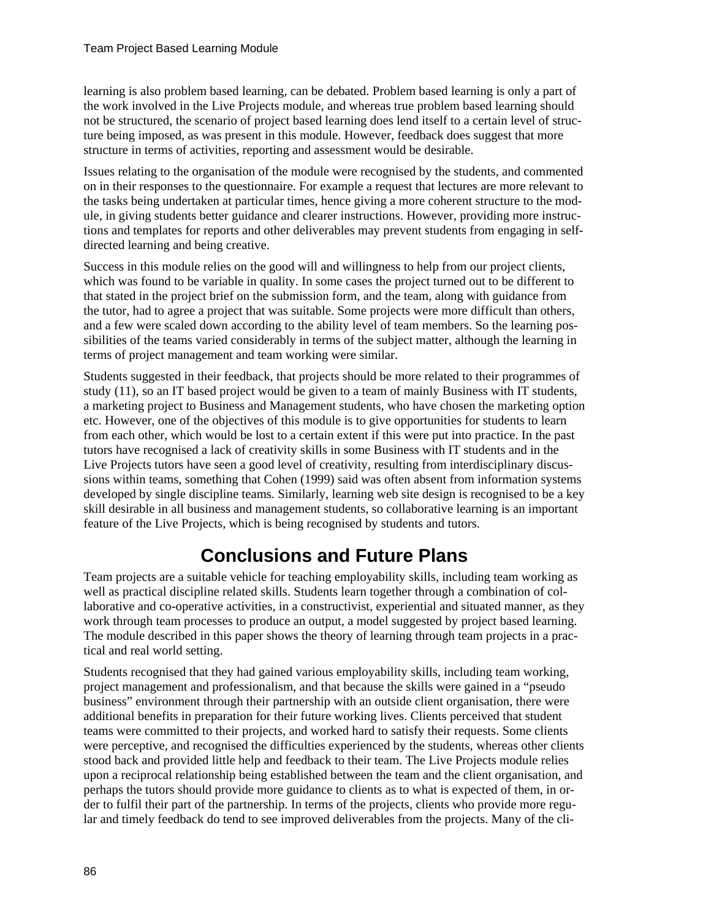learning is also problem based learning, can be debated. Problem based learning is only a part of the work involved in the Live Projects module, and whereas true problem based learning should not be structured, the scenario of project based learning does lend itself to a certain level of structure being imposed, as was present in this module. However, feedback does suggest that more structure in terms of activities, reporting and assessment would be desirable.

Issues relating to the organisation of the module were recognised by the students, and commented on in their responses to the questionnaire. For example a request that lectures are more relevant to the tasks being undertaken at particular times, hence giving a more coherent structure to the module, in giving students better guidance and clearer instructions. However, providing more instructions and templates for reports and other deliverables may prevent students from engaging in self-directed learning and being creative.

Success in this module relies on the good will and willingness to help from our project clients, which was found to be variable in quality. In some cases the project turned out to be different to that stated in the project brief on the submission form, and the team, along with guidance from the tutor, had to agree a project that was suitable. Some projects were more difficult than others, and a few were scaled down according to the ability level of team members. So the learning possibilities of the teams varied considerably in terms of the subject matter, although the learning in terms of project management and team working were similar.

Students suggested in their feedback, that projects should be more related to their programmes of study (11), so an IT based project would be given to a team of mainly Business with IT students, a marketing project to Business and Management students, who have chosen the marketing option etc. However, one of the objectives of this module is to give opportunities for students to learn from each other, which would be lost to a certain extent if this were put into practice. In the past tutors have recognised a lack of creativity skills in some Business with IT students and in the Live Projects tutors have seen a good level of creativity, resulting from interdisciplinary discussions within teams, something that Cohen (1999) said was often absent from information systems developed by single discipline teams. Similarly, learning web site design is recognised to be a key skill desirable in all business and management students, so collaborative learning is an important feature of the Live Projects, which is being recognised by students and tutors.

## Conclusions and Future Plans

Team projects are a suitable vehicle for teaching employability skills, including team working as well as practical discipline related skills. Students learn together through a combination of collaborative and co-operative activities, in a constructivist, experiential and situated manner, as they work through team processes to produce an output, a model suggested by project based learning. The module described in this paper shows the theory of learning through team projects in a practical and real world setting.

Students recognised that they had gained various employability skills, including team working, project management and professionalism, and that because the skills were gained in a "pseudo business" environment through their partnership with an outside client organisation, there were additional benefits in preparation for their future working lives. Clients perceived that student teams were committed to their projects, and worked hard to satisfy their requests. Some clients were perceptive, and recognised the difficulties experienced by the students, whereas other clients stood back and provided little help and feedback to their team. The Live Projects module relies upon a reciprocal relationship being established between the team and the client organisation, and perhaps the tutors should provide more guidance to clients as to what is expected of them, in order to fulfil their part of the partnership. In terms of the projects, clients who provide more regular and timely feedback do tend to see improved deliverables from the projects. Many of the cli-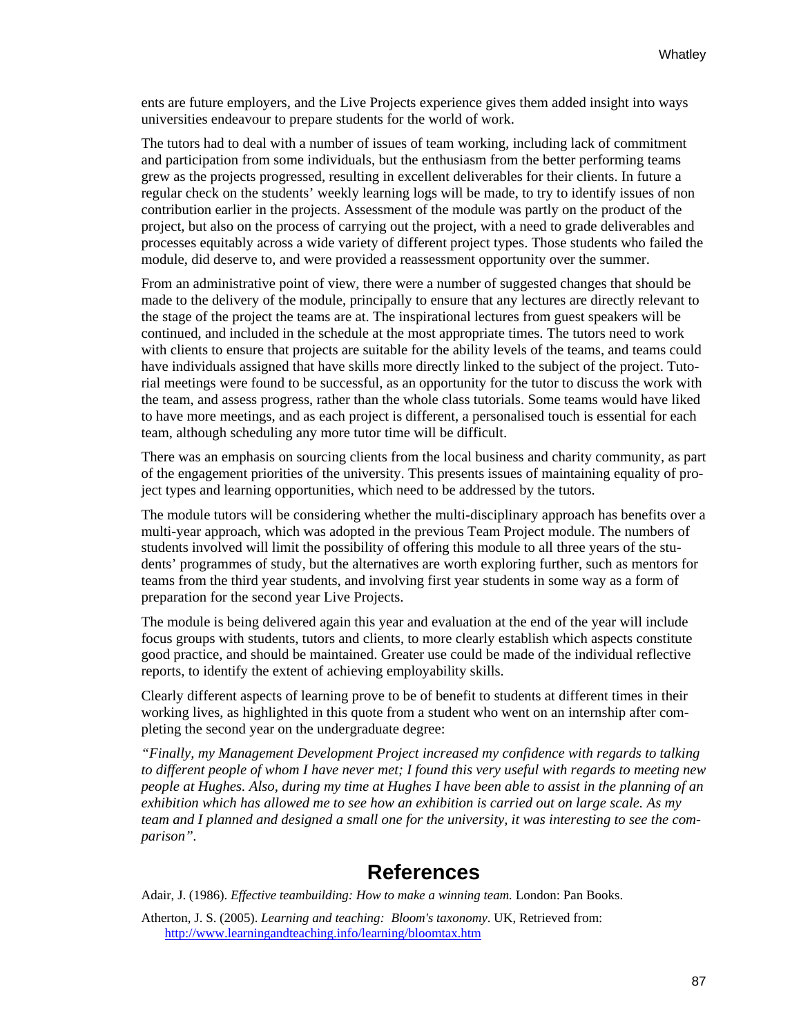ents are future employers, and the Live Projects experience gives them added insight into ways universities endeavour to prepare students for the world of work.

The tutors had to deal with a number of issues of team working, including lack of commitment and participation from some individuals, but the enthusiasm from the better performing teams grew as the projects progressed, resulting in excellent deliverables for their clients. In future a regular check on the students' weekly learning logs will be made, to try to identify issues of non contribution earlier in the projects. Assessment of the module was partly on the product of the project, but also on the process of carrying out the project, with a need to grade deliverables and processes equitably across a wide variety of different project types. Those students who failed the module, did deserve to, and were provided a reassessment opportunity over the summer.

From an administrative point of view, there were a number of suggested changes that should be made to the delivery of the module, principally to ensure that any lectures are directly relevant to the stage of the project the teams are at. The inspirational lectures from guest speakers will be continued, and included in the schedule at the most appropriate times. The tutors need to work with clients to ensure that projects are suitable for the ability levels of the teams, and teams could have individuals assigned that have skills more directly linked to the subject of the project. Tutorial meetings were found to be successful, as an opportunity for the tutor to discuss the work with the team, and assess progress, rather than the whole class tutorials. Some teams would have liked to have more meetings, and as each project is different, a personalised touch is essential for each team, although scheduling any more tutor time will be difficult.

There was an emphasis on sourcing clients from the local business and charity community, as part of the engagement priorities of the university. This presents issues of maintaining equality of project types and learning opportunities, which need to be addressed by the tutors.

The module tutors will be considering whether the multi-disciplinary approach has benefits over a multi-year approach, which was adopted in the previous Team Project module. The numbers of students involved will limit the possibility of offering this module to all three years of the students' programmes of study, but the alternatives are worth exploring further, such as mentors for teams from the third year students, and involving first year students in some way as a form of preparation for the second year Live Projects.

The module is being delivered again this year and evaluation at the end of the year will include focus groups with students, tutors and clients, to more clearly establish which aspects constitute good practice, and should be maintained. Greater use could be made of the individual reflective reports, to identify the extent of achieving employability skills.

Clearly different aspects of learning prove to be of benefit to students at different times in their working lives, as highlighted in this quote from a student who went on an internship after completing the second year on the undergraduate degree:

*"Finally, my Management Development Project increased my confidence with regards to talking to different people of whom I have never met; I found this very useful with regards to meeting new people at Hughes. Also, during my time at Hughes I have been able to assist in the planning of an exhibition which has allowed me to see how an exhibition is carried out on large scale. As my team and I planned and designed a small one for the university, it was interesting to see the comparison".*

## References

Adair, J. (1986). *Effective teambuilding: How to make a winning team.* London: Pan Books.

Atherton, J. S. (2005). *Learning and teaching: Bloom's taxonomy*. UK, Retrieved from: http://www.learningandteaching.info/learning/bloomtax.htm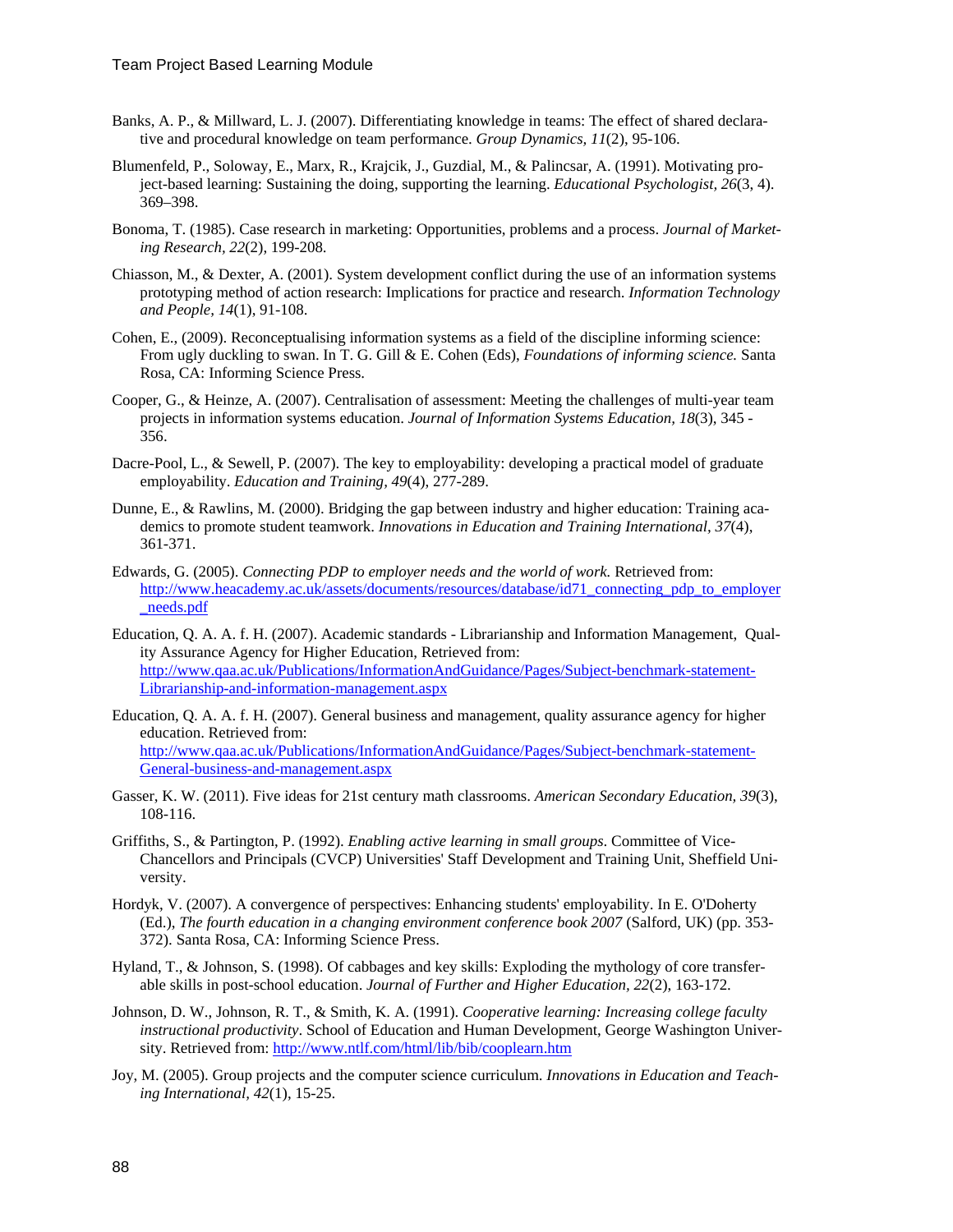Banks, A. P., & Millward, L. J. (2007). Differentiating knowledge in teams: The effect of shared declarative and procedural knowledge on team performance. *Group Dynamics, 11*(2), 95-106.

Blumenfeld, P., Soloway, E., Marx, R., Krajcik, J., Guzdial, M., & Palincsar, A. (1991). Motivating project-based learning: Sustaining the doing, supporting the learning. *Educational Psychologist, 26*(3, 4). 369–398.

Bonoma, T. (1985). Case research in marketing: Opportunities, problems and a process. *Journal of Marketing Research, 22*(2), 199-208.

Chiasson, M., & Dexter, A. (2001). System development conflict during the use of an information systems prototyping method of action research: Implications for practice and research. *Information Technology and People, 14*(1), 91-108.

Cohen, E., (2009). Reconceptualising information systems as a field of the discipline informing science: From ugly duckling to swan. In T. G. Gill & E. Cohen (Eds), *Foundations of informing science.* Santa Rosa, CA: Informing Science Press.

Cooper, G., & Heinze, A. (2007). Centralisation of assessment: Meeting the challenges of multi-year team projects in information systems education. *Journal of Information Systems Education, 18*(3), 345 - 356.

Dacre-Pool, L., & Sewell, P. (2007). The key to employability: developing a practical model of graduate employability. *Education and Training, 49*(4), 277-289.

Dunne, E., & Rawlins, M. (2000). Bridging the gap between industry and higher education: Training academics to promote student teamwork. *Innovations in Education and Training International, 37*(4), 361-371.

Edwards, G. (2005). *Connecting PDP to employer needs and the world of work.* Retrieved from: http://www.heacademy.ac.uk/assets/documents/resources/database/id71_connecting_pdp_to_employer_needs.pdf

Education, Q. A. A. f. H. (2007). Academic standards - Librarianship and Information Management, Quality Assurance Agency for Higher Education, Retrieved from: http://www.qaa.ac.uk/Publications/InformationAndGuidance/Pages/Subject-benchmark-statement-Librarianship-and-information-management.aspx

Education, Q. A. A. f. H. (2007). General business and management, quality assurance agency for higher education. Retrieved from: http://www.qaa.ac.uk/Publications/InformationAndGuidance/Pages/Subject-benchmark-statement-General-business-and-management.aspx

Gasser, K. W. (2011). Five ideas for 21st century math classrooms. *American Secondary Education, 39*(3), 108-116.

Griffiths, S., & Partington, P. (1992). *Enabling active learning in small groups*. Committee of Vice-Chancellors and Principals (CVCP) Universities' Staff Development and Training Unit, Sheffield University.

Hordyk, V. (2007). A convergence of perspectives: Enhancing students' employability. In E. O'Doherty (Ed.), *The fourth education in a changing environment conference book 2007* (Salford, UK) (pp. 353-372). Santa Rosa, CA: Informing Science Press.

Hyland, T., & Johnson, S. (1998). Of cabbages and key skills: Exploding the mythology of core transferable skills in post-school education. *Journal of Further and Higher Education, 22*(2), 163-172.

Johnson, D. W., Johnson, R. T., & Smith, K. A. (1991). *Cooperative learning: Increasing college faculty instructional productivity*. School of Education and Human Development, George Washington University. Retrieved from: http://www.ntlf.com/html/lib/bib/cooplearn.htm

Joy, M. (2005). Group projects and the computer science curriculum. *Innovations in Education and Teaching International, 42*(1), 15-25.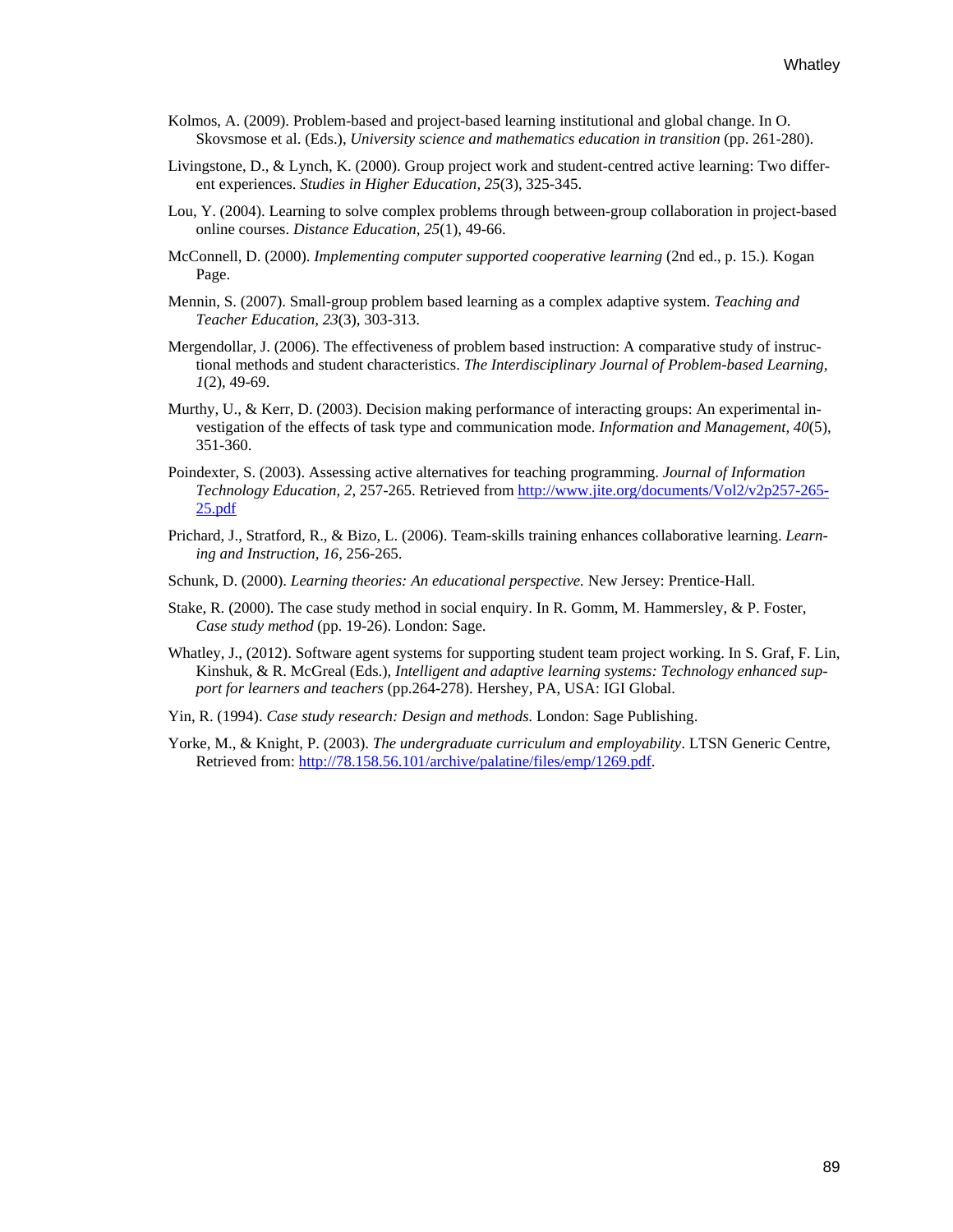Kolmos, A. (2009). Problem-based and project-based learning institutional and global change. In O. Skovsmose et al. (Eds.), *University science and mathematics education in transition* (pp. 261-280).

Livingstone, D., & Lynch, K. (2000). Group project work and student-centred active learning: Two different experiences. *Studies in Higher Education, 25*(3), 325-345.

Lou, Y. (2004). Learning to solve complex problems through between-group collaboration in project-based online courses. *Distance Education, 25*(1), 49-66.

McConnell, D. (2000). *Implementing computer supported cooperative learning* (2nd ed., p. 15.). Kogan Page.

Mennin, S. (2007). Small-group problem based learning as a complex adaptive system. *Teaching and Teacher Education, 23*(3), 303-313.

Mergendollar, J. (2006). The effectiveness of problem based instruction: A comparative study of instructional methods and student characteristics. *The Interdisciplinary Journal of Problem-based Learning, 1*(2), 49-69.

Murthy, U., & Kerr, D. (2003). Decision making performance of interacting groups: An experimental investigation of the effects of task type and communication mode. *Information and Management, 40*(5), 351-360.

Poindexter, S. (2003). Assessing active alternatives for teaching programming. *Journal of Information Technology Education, 2*, 257-265. Retrieved from [http://www.jite.org/documents/Vol2/v2p257-265-25.pdf](http://www.jite.org/documents/Vol2/v2p257-265-25.pdf)

Prichard, J., Stratford, R., & Bizo, L. (2006). Team-skills training enhances collaborative learning. *Learning and Instruction, 16*, 256-265.

Schunk, D. (2000). *Learning theories: An educational perspective.* New Jersey: Prentice-Hall.

Stake, R. (2000). The case study method in social enquiry. In R. Gomm, M. Hammersley, & P. Foster, *Case study method* (pp. 19-26). London: Sage.

Whatley, J., (2012). Software agent systems for supporting student team project working. In S. Graf, F. Lin, Kinshuk, & R. McGreal (Eds.), *Intelligent and adaptive learning systems: Technology enhanced support for learners and teachers* (pp.264-278). Hershey, PA, USA: IGI Global.

Yin, R. (1994). *Case study research: Design and methods.* London: Sage Publishing.

Yorke, M., & Knight, P. (2003). *The undergraduate curriculum and employability*. LTSN Generic Centre, Retrieved from: [http://78.158.56.101/archive/palatine/files/emp/1269.pdf](http://78.158.56.101/archive/palatine/files/emp/1269.pdf).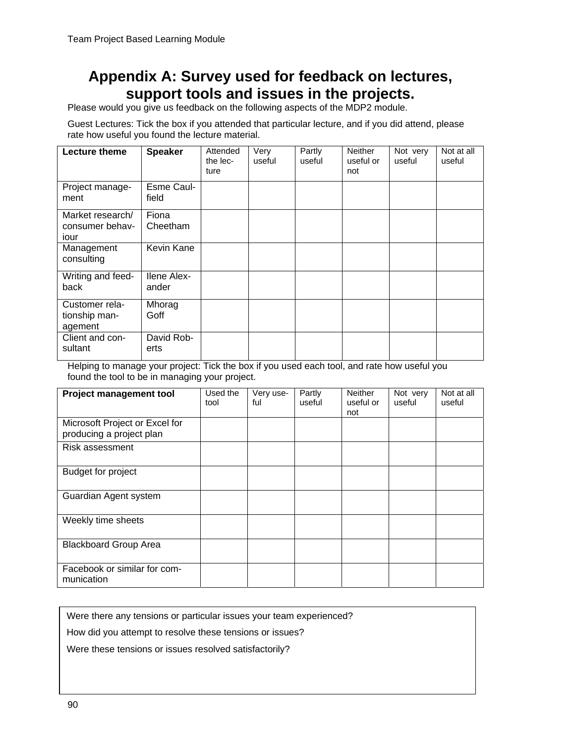# Appendix A: Survey used for feedback on lectures, support tools and issues in the projects.

Please would you give us feedback on the following aspects of the MDP2 module.

Guest Lectures: Tick the box if you attended that particular lecture, and if you did attend, please rate how useful you found the lecture material.

| **Lecture theme** | **Speaker** | Attended the lecture | Very useful | Partly useful | Neither useful or not | Not very useful | Not at all useful |
|---|---|---|---|---|---|---|---|
| Project management | Esme Caulfield | | | | | | |
| Market research/ consumer behaviour | Fiona Cheetham | | | | | | |
| Management consulting | Kevin Kane | | | | | | |
| Writing and feedback | Ilene Alexander | | | | | | |
| Customer relationship management | Mhorag Goff | | | | | | |
| Client and consultant | David Roberts | | | | | | |

Helping to manage your project: Tick the box if you used each tool, and rate how useful you found the tool to be in managing your project.

| **Project management tool** | Used the tool | Very useful | Partly useful | Neither useful or not | Not very useful | Not at all useful |
|---|---|---|---|---|---|---|
| Microsoft Project or Excel for producing a project plan | | | | | | |
| Risk assessment | | | | | | |
| Budget for project | | | | | | |
| Guardian Agent system | | | | | | |
| Weekly time sheets | | | | | | |
| Blackboard Group Area | | | | | | |
| Facebook or similar for communication | | | | | | |

Were there any tensions or particular issues your team experienced?

How did you attempt to resolve these tensions or issues?

Were these tensions or issues resolved satisfactorily?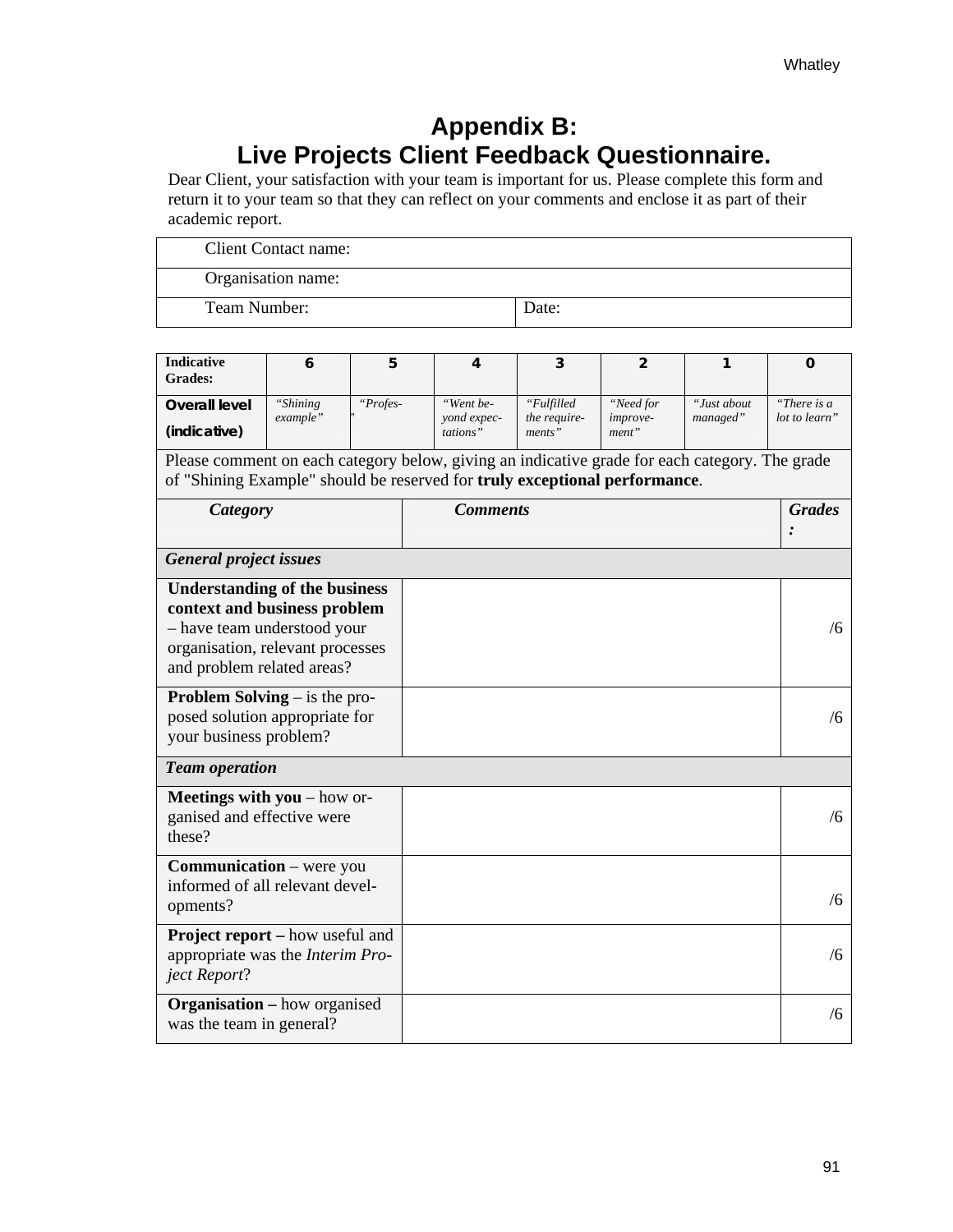# Appendix B:
# Live Projects Client Feedback Questionnaire.

Dear Client, your satisfaction with your team is important for us. Please complete this form and return it to your team so that they can reflect on your comments and enclose it as part of their academic report.

| Client Contact name: | |
|---|---|
| Organisation name: | |
| Team Number: | Date: |

| Indicative Grades: | 6 | 5 | 4 | 3 | 2 | 1 | 0 |
|---|---|---|---|---|---|---|---|
| **Overall level (indicative)** | *"Shining example"* | *"Profes-"* | *"Went beyond expectations"* | *"Fulfilled the requirements"* | *"Need for improvement"* | *"Just about managed"* | *"There is a lot to learn"* |

Please comment on each category below, giving an indicative grade for each category. The grade of "Shining Example" should be reserved for **truly exceptional performance**.

| *Category* | *Comments* | *Grades:* |
|---|---|---|
| ***General project issues*** | | |
| **Understanding of the business context and business problem** – have team understood your organisation, relevant processes and problem related areas? | | /6 |
| **Problem Solving** – is the proposed solution appropriate for your business problem? | | /6 |
| ***Team operation*** | | |
| **Meetings with you** – how organised and effective were these? | | /6 |
| **Communication** – were you informed of all relevant developments? | | /6 |
| **Project report –** how useful and appropriate was the *Interim Project Report*? | | /6 |
| **Organisation –** how organised was the team in general? | | /6 |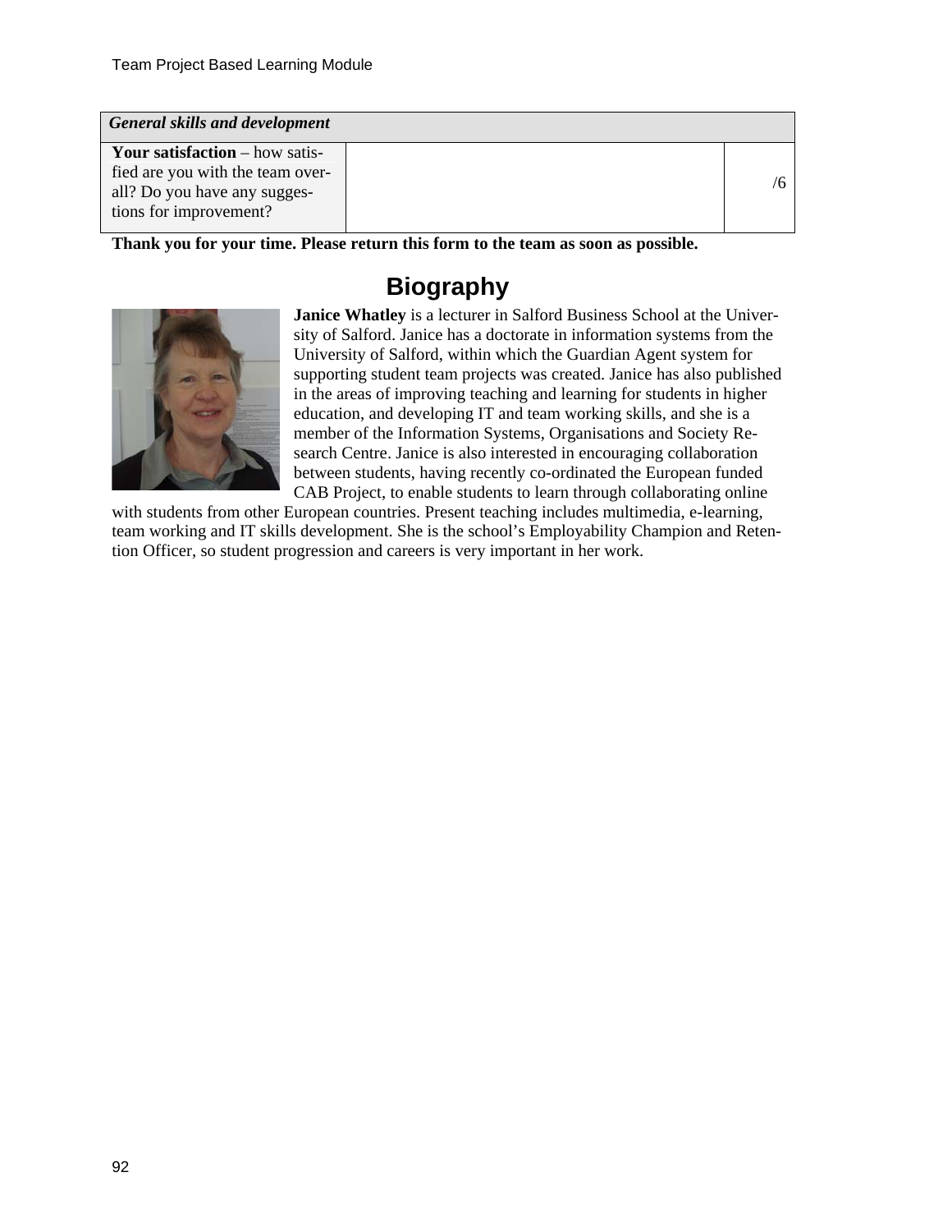| *General skills and development* | | |
|---|---|---|
| **Your satisfaction** – how satisfied are you with the team overall? Do you have any suggestions for improvement? | | /6 |

**Thank you for your time. Please return this form to the team as soon as possible.**

# Biography

**Janice Whatley** is a lecturer in Salford Business School at the University of Salford. Janice has a doctorate in information systems from the University of Salford, within which the Guardian Agent system for supporting student team projects was created. Janice has also published in the areas of improving teaching and learning for students in higher education, and developing IT and team working skills, and she is a member of the Information Systems, Organisations and Society Research Centre. Janice is also interested in encouraging collaboration between students, having recently co-ordinated the European funded CAB Project, to enable students to learn through collaborating online with students from other European countries. Present teaching includes multimedia, e-learning, team working and IT skills development. She is the school's Employability Champion and Retention Officer, so student progression and careers is very important in her work.